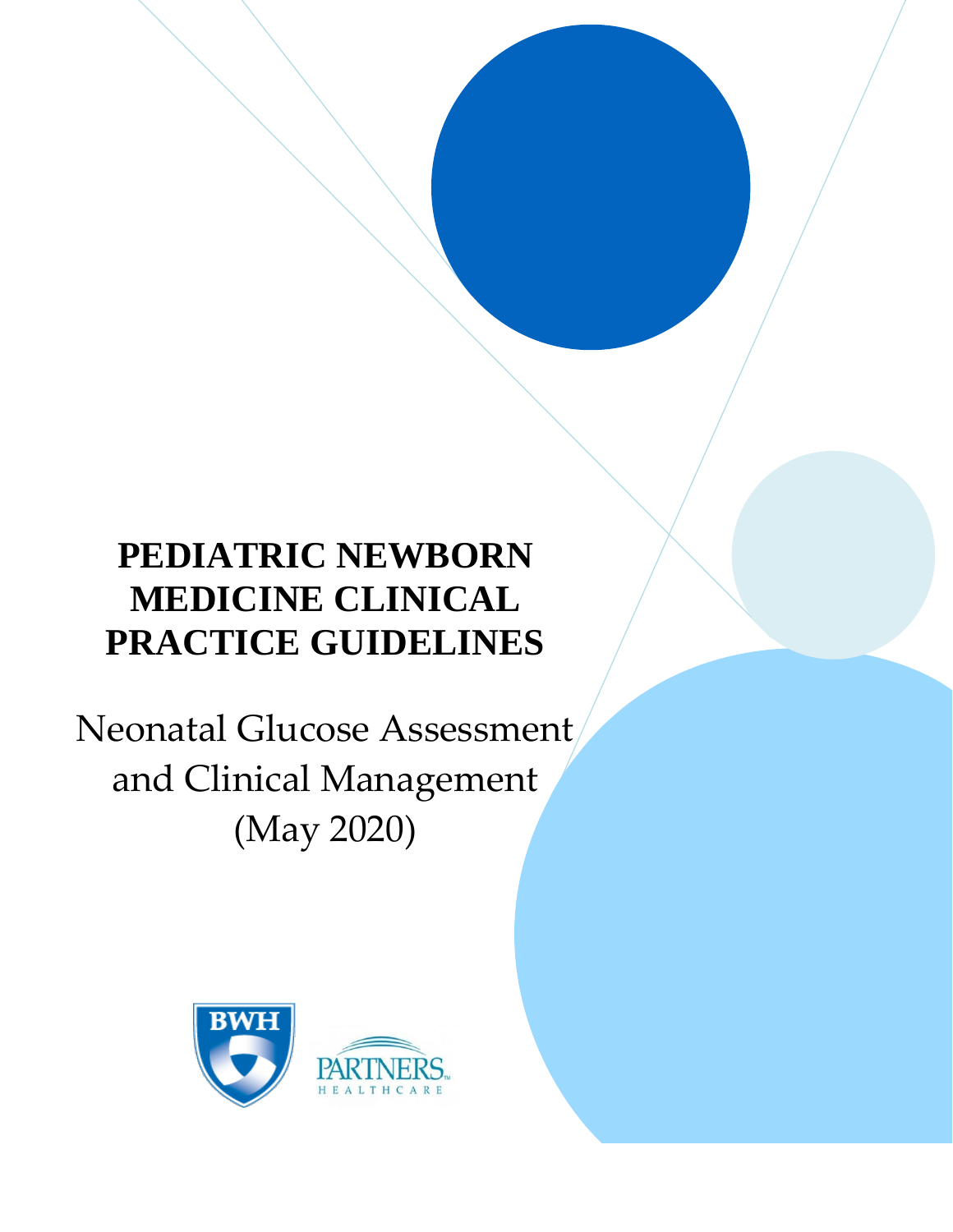# PEDIATRIC NEWBORN MEDICINE CLINICAL PRACTICE GUIDELINES

Neonatal Glucose Assessment and Clinical Management (May 2020)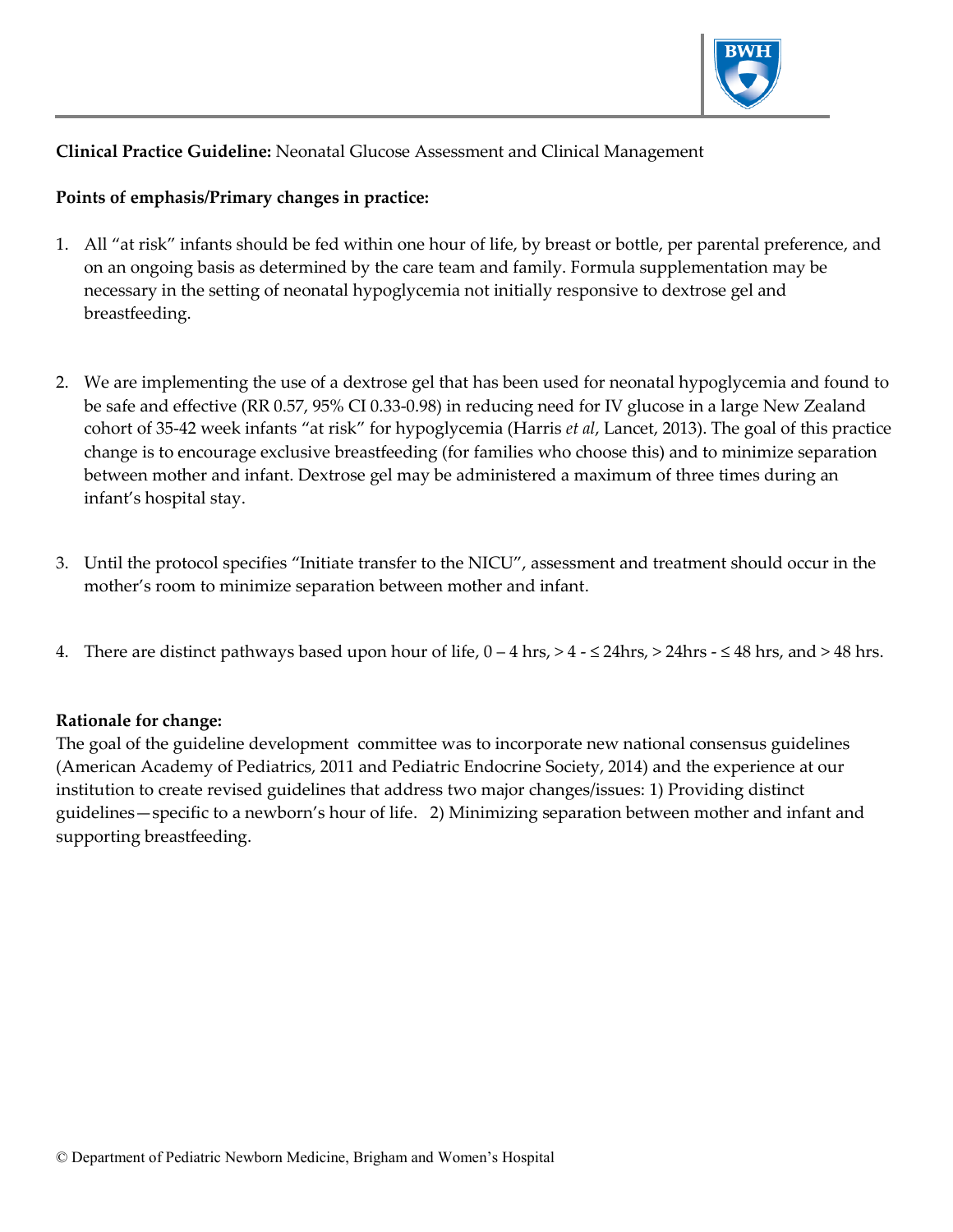**Clinical Practice Guideline:** Neonatal Glucose Assessment and Clinical Management

**Points of emphasis/Primary changes in practice:**

1. All "at risk" infants should be fed within one hour of life, by breast or bottle, per parental preference, and on an ongoing basis as determined by the care team and family. Formula supplementation may be necessary in the setting of neonatal hypoglycemia not initially responsive to dextrose gel and breastfeeding.

2. We are implementing the use of a dextrose gel that has been used for neonatal hypoglycemia and found to be safe and effective (RR 0.57, 95% CI 0.33-0.98) in reducing need for IV glucose in a large New Zealand cohort of 35-42 week infants "at risk" for hypoglycemia (Harris *et al*, Lancet, 2013). The goal of this practice change is to encourage exclusive breastfeeding (for families who choose this) and to minimize separation between mother and infant. Dextrose gel may be administered a maximum of three times during an infant's hospital stay.

3. Until the protocol specifies "Initiate transfer to the NICU", assessment and treatment should occur in the mother's room to minimize separation between mother and infant.

4. There are distinct pathways based upon hour of life, 0 – 4 hrs, > 4 - ≤ 24hrs, > 24hrs - ≤ 48 hrs, and > 48 hrs.

**Rationale for change:**

The goal of the guideline development committee was to incorporate new national consensus guidelines (American Academy of Pediatrics, 2011 and Pediatric Endocrine Society, 2014) and the experience at our institution to create revised guidelines that address two major changes/issues: 1) Providing distinct guidelines—specific to a newborn's hour of life. 2) Minimizing separation between mother and infant and supporting breastfeeding.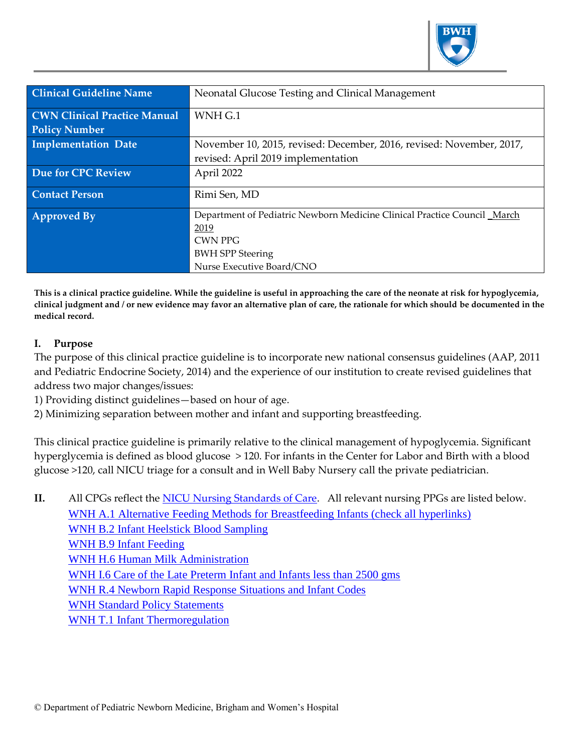| Clinical Guideline Name | Neonatal Glucose Testing and Clinical Management |
|---|---|
| CWN Clinical Practice Manual Policy Number | WNH G.1 |
| Implementation Date | November 10, 2015, revised: December, 2016, revised: November, 2017, revised: April 2019 implementation |
| Due for CPC Review | April 2022 |
| Contact Person | Rimi Sen, MD |
| Approved By | Department of Pediatric Newborn Medicine Clinical Practice Council _March 2019<br>CWN PPG<br>BWH SPP Steering<br>Nurse Executive Board/CNO |

**This is a clinical practice guideline. While the guideline is useful in approaching the care of the neonate at risk for hypoglycemia, clinical judgment and / or new evidence may favor an alternative plan of care, the rationale for which should be documented in the medical record.**

## I. Purpose

The purpose of this clinical practice guideline is to incorporate new national consensus guidelines (AAP, 2011 and Pediatric Endocrine Society, 2014) and the experience of our institution to create revised guidelines that address two major changes/issues:

1) Providing distinct guidelines—based on hour of age.
2) Minimizing separation between mother and infant and supporting breastfeeding.

This clinical practice guideline is primarily relative to the clinical management of hypoglycemia. Significant hyperglycemia is defined as blood glucose > 120. For infants in the Center for Labor and Birth with a blood glucose >120, call NICU triage for a consult and in Well Baby Nursery call the private pediatrician.

## II.

All CPGs reflect the NICU Nursing Standards of Care. All relevant nursing PPGs are listed below.

- WNH A.1 Alternative Feeding Methods for Breastfeeding Infants (check all hyperlinks)
- WNH B.2 Infant Heelstick Blood Sampling
- WNH B.9 Infant Feeding
- WNH H.6 Human Milk Administration
- WNH I.6 Care of the Late Preterm Infant and Infants less than 2500 gms
- WNH R.4 Newborn Rapid Response Situations and Infant Codes
- WNH Standard Policy Statements
- WNH T.1 Infant Thermoregulation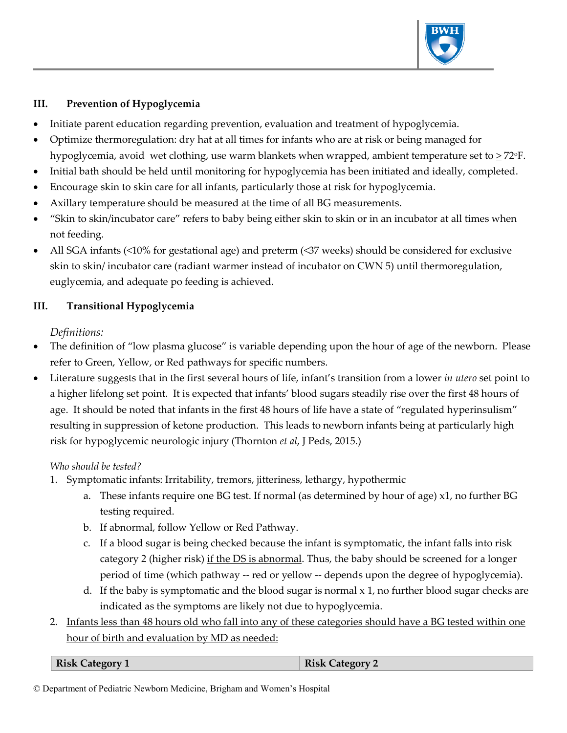### III. Prevention of Hypoglycemia

- Initiate parent education regarding prevention, evaluation and treatment of hypoglycemia.
- Optimize thermoregulation: dry hat at all times for infants who are at risk or being managed for hypoglycemia, avoid wet clothing, use warm blankets when wrapped, ambient temperature set to ≥ 72°F.
- Initial bath should be held until monitoring for hypoglycemia has been initiated and ideally, completed.
- Encourage skin to skin care for all infants, particularly those at risk for hypoglycemia.
- Axillary temperature should be measured at the time of all BG measurements.
- "Skin to skin/incubator care" refers to baby being either skin to skin or in an incubator at all times when not feeding.
- All SGA infants (<10% for gestational age) and preterm (<37 weeks) should be considered for exclusive skin to skin/ incubator care (radiant warmer instead of incubator on CWN 5) until thermoregulation, euglycemia, and adequate po feeding is achieved.

### III. Transitional Hypoglycemia

*Definitions:*

- The definition of "low plasma glucose" is variable depending upon the hour of age of the newborn. Please refer to Green, Yellow, or Red pathways for specific numbers.
- Literature suggests that in the first several hours of life, infant's transition from a lower *in utero* set point to a higher lifelong set point. It is expected that infants' blood sugars steadily rise over the first 48 hours of age. It should be noted that infants in the first 48 hours of life have a state of "regulated hyperinsulism" resulting in suppression of ketone production. This leads to newborn infants being at particularly high risk for hypoglycemic neurologic injury (Thornton *et al*, J Peds, 2015.)

*Who should be tested?*

1. Symptomatic infants: Irritability, tremors, jitteriness, lethargy, hypothermic
   a. These infants require one BG test. If normal (as determined by hour of age) x1, no further BG testing required.
   b. If abnormal, follow Yellow or Red Pathway.
   c. If a blood sugar is being checked because the infant is symptomatic, the infant falls into risk category 2 (higher risk) <u>if the DS is abnormal</u>. Thus, the baby should be screened for a longer period of time (which pathway -- red or yellow -- depends upon the degree of hypoglycemia).
   d. If the baby is symptomatic and the blood sugar is normal x 1, no further blood sugar checks are indicated as the symptoms are likely not due to hypoglycemia.
2. <u>Infants less than 48 hours old who fall into any of these categories should have a BG tested within one hour of birth and evaluation by MD as needed:</u>

| Risk Category 1 | Risk Category 2 |
|---|---|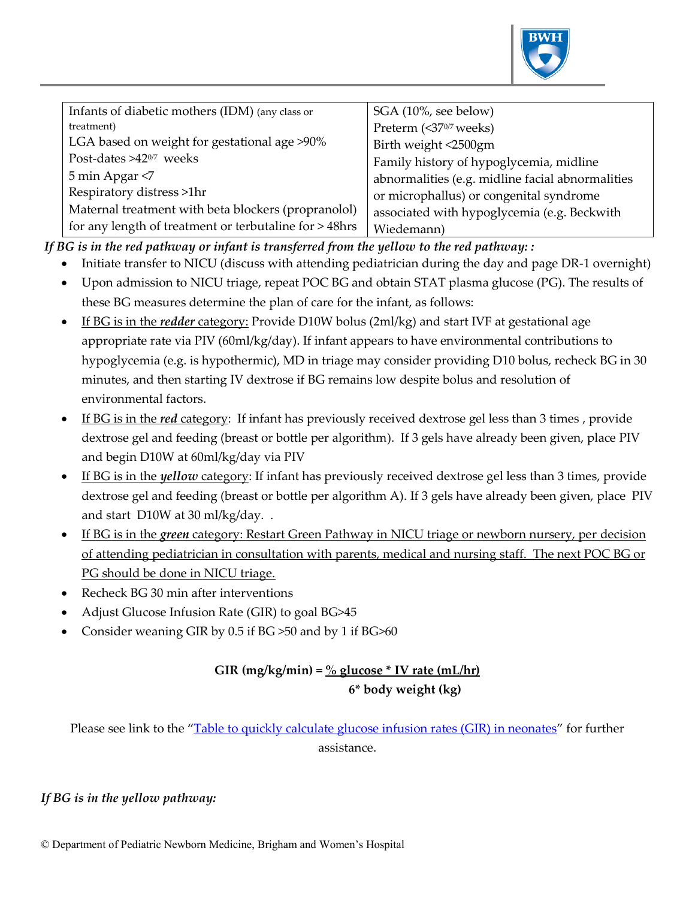| Infants of diabetic mothers (IDM) (any class or treatment)<br>LGA based on weight for gestational age >90%<br>Post-dates >42$^{0/7}$ weeks<br>5 min Apgar <7<br>Respiratory distress >1hr<br>Maternal treatment with beta blockers (propranolol) for any length of treatment or terbutaline for > 48hrs | SGA (10%, see below)<br>Preterm (<37$^{0/7}$ weeks)<br>Birth weight <2500gm<br>Family history of hypoglycemia, midline abnormalities (e.g. midline facial abnormalities or microphallus) or congenital syndrome associated with hypoglycemia (e.g. Beckwith Wiedemann) |
|---|---|

*If BG is in the red pathway or infant is transferred from the yellow to the red pathway: :*

- Initiate transfer to NICU (discuss with attending pediatrician during the day and page DR-1 overnight)
- Upon admission to NICU triage, repeat POC BG and obtain STAT plasma glucose (PG). The results of these BG measures determine the plan of care for the infant, as follows:
- <u>If BG is in the ***redder*** category:</u> Provide D10W bolus (2ml/kg) and start IVF at gestational age appropriate rate via PIV (60ml/kg/day). If infant appears to have environmental contributions to hypoglycemia (e.g. is hypothermic), MD in triage may consider providing D10 bolus, recheck BG in 30 minutes, and then starting IV dextrose if BG remains low despite bolus and resolution of environmental factors.
- <u>If BG is in the ***red*** category</u>: If infant has previously received dextrose gel less than 3 times , provide dextrose gel and feeding (breast or bottle per algorithm). If 3 gels have already been given, place PIV and begin D10W at 60ml/kg/day via PIV
- <u>If BG is in the ***yellow*** category</u>: If infant has previously received dextrose gel less than 3 times, provide dextrose gel and feeding (breast or bottle per algorithm A). If 3 gels have already been given, place PIV and start D10W at 30 ml/kg/day. .
- <u>If BG is in the ***green*** category: Restart Green Pathway in NICU triage or newborn nursery, per decision of attending pediatrician in consultation with parents, medical and nursing staff. The next POC BG or PG should be done in NICU triage.</u>
- Recheck BG 30 min after interventions
- Adjust Glucose Infusion Rate (GIR) to goal BG>45
- Consider weaning GIR by 0.5 if BG >50 and by 1 if BG>60

$$\textbf{GIR (mg/kg/min)} = \frac{\textbf{\% glucose * IV rate (mL/hr)}}{\textbf{6* body weight (kg)}}$$

Please see link to the "[Table to quickly calculate glucose infusion rates (GIR) in neonates]()" for further assistance.

*If BG is in the yellow pathway:*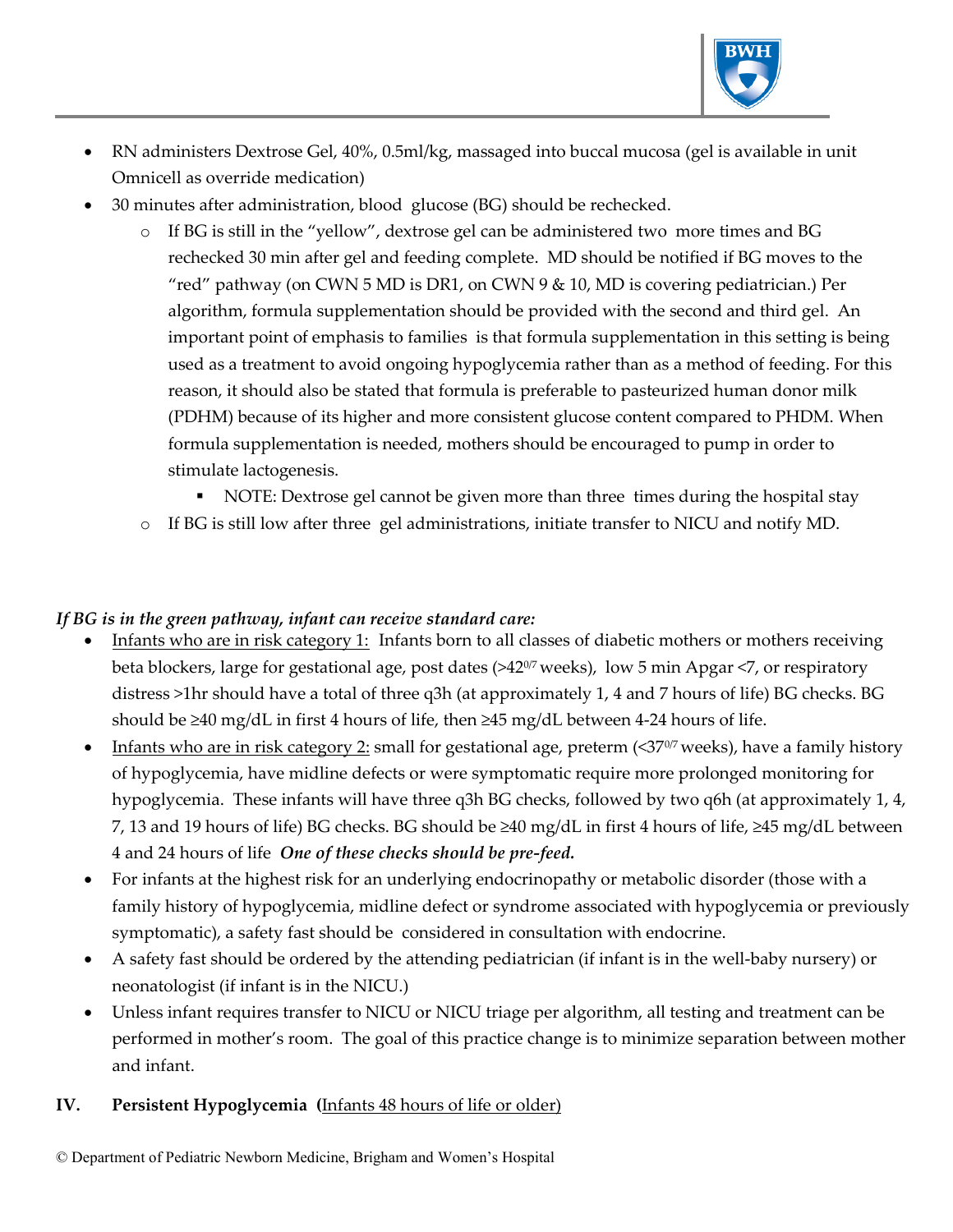- RN administers Dextrose Gel, 40%, 0.5ml/kg, massaged into buccal mucosa (gel is available in unit Omnicell as override medication)
- 30 minutes after administration, blood glucose (BG) should be rechecked.
  - If BG is still in the "yellow", dextrose gel can be administered two more times and BG rechecked 30 min after gel and feeding complete. MD should be notified if BG moves to the "red" pathway (on CWN 5 MD is DR1, on CWN 9 & 10, MD is covering pediatrician.) Per algorithm, formula supplementation should be provided with the second and third gel. An important point of emphasis to families is that formula supplementation in this setting is being used as a treatment to avoid ongoing hypoglycemia rather than as a method of feeding. For this reason, it should also be stated that formula is preferable to pasteurized human donor milk (PDHM) because of its higher and more consistent glucose content compared to PHDM. When formula supplementation is needed, mothers should be encouraged to pump in order to stimulate lactogenesis.
    - NOTE: Dextrose gel cannot be given more than three times during the hospital stay
  - If BG is still low after three gel administrations, initiate transfer to NICU and notify MD.

***If BG is in the green pathway, infant can receive standard care:***

- Infants who are in risk category 1: Infants born to all classes of diabetic mothers or mothers receiving beta blockers, large for gestational age, post dates (>$42^{0/7}$ weeks), low 5 min Apgar <7, or respiratory distress >1hr should have a total of three q3h (at approximately 1, 4 and 7 hours of life) BG checks. BG should be ≥40 mg/dL in first 4 hours of life, then ≥45 mg/dL between 4-24 hours of life.
- Infants who are in risk category 2: small for gestational age, preterm (<$37^{0/7}$ weeks), have a family history of hypoglycemia, have midline defects or were symptomatic require more prolonged monitoring for hypoglycemia. These infants will have three q3h BG checks, followed by two q6h (at approximately 1, 4, 7, 13 and 19 hours of life) BG checks. BG should be ≥40 mg/dL in first 4 hours of life, ≥45 mg/dL between 4 and 24 hours of life ***One of these checks should be pre-feed.***
- For infants at the highest risk for an underlying endocrinopathy or metabolic disorder (those with a family history of hypoglycemia, midline defect or syndrome associated with hypoglycemia or previously symptomatic), a safety fast should be considered in consultation with endocrine.
- A safety fast should be ordered by the attending pediatrician (if infant is in the well-baby nursery) or neonatologist (if infant is in the NICU.)
- Unless infant requires transfer to NICU or NICU triage per algorithm, all testing and treatment can be performed in mother's room. The goal of this practice change is to minimize separation between mother and infant.

## IV. Persistent Hypoglycemia (Infants 48 hours of life or older)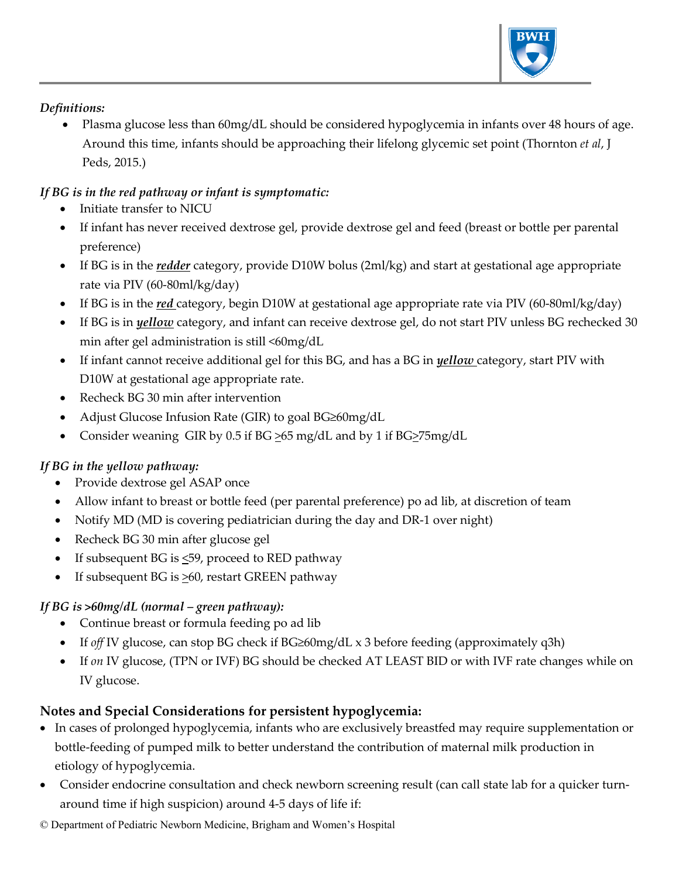*Definitions:*

- Plasma glucose less than 60mg/dL should be considered hypoglycemia in infants over 48 hours of age. Around this time, infants should be approaching their lifelong glycemic set point (Thornton *et al*, J Peds, 2015.)

*If BG is in the red pathway or infant is symptomatic:*

- Initiate transfer to NICU
- If infant has never received dextrose gel, provide dextrose gel and feed (breast or bottle per parental preference)
- If BG is in the ***redder*** category, provide D10W bolus (2ml/kg) and start at gestational age appropriate rate via PIV (60-80ml/kg/day)
- If BG is in the ***red*** category, begin D10W at gestational age appropriate rate via PIV (60-80ml/kg/day)
- If BG is in ***yellow*** category, and infant can receive dextrose gel, do not start PIV unless BG rechecked 30 min after gel administration is still <60mg/dL
- If infant cannot receive additional gel for this BG, and has a BG in ***yellow*** category, start PIV with D10W at gestational age appropriate rate.
- Recheck BG 30 min after intervention
- Adjust Glucose Infusion Rate (GIR) to goal BG≥60mg/dL
- Consider weaning GIR by 0.5 if BG ≥65 mg/dL and by 1 if BG≥75mg/dL

*If BG in the yellow pathway:*

- Provide dextrose gel ASAP once
- Allow infant to breast or bottle feed (per parental preference) po ad lib, at discretion of team
- Notify MD (MD is covering pediatrician during the day and DR-1 over night)
- Recheck BG 30 min after glucose gel
- If subsequent BG is ≤59, proceed to RED pathway
- If subsequent BG is ≥60, restart GREEN pathway

*If BG is >60mg/dL (normal – green pathway):*

- Continue breast or formula feeding po ad lib
- If *off* IV glucose, can stop BG check if BG≥60mg/dL x 3 before feeding (approximately q3h)
- If *on* IV glucose, (TPN or IVF) BG should be checked AT LEAST BID or with IVF rate changes while on IV glucose.

**Notes and Special Considerations for persistent hypoglycemia:**

- In cases of prolonged hypoglycemia, infants who are exclusively breastfed may require supplementation or bottle-feeding of pumped milk to better understand the contribution of maternal milk production in etiology of hypoglycemia.
- Consider endocrine consultation and check newborn screening result (can call state lab for a quicker turn-around time if high suspicion) around 4-5 days of life if: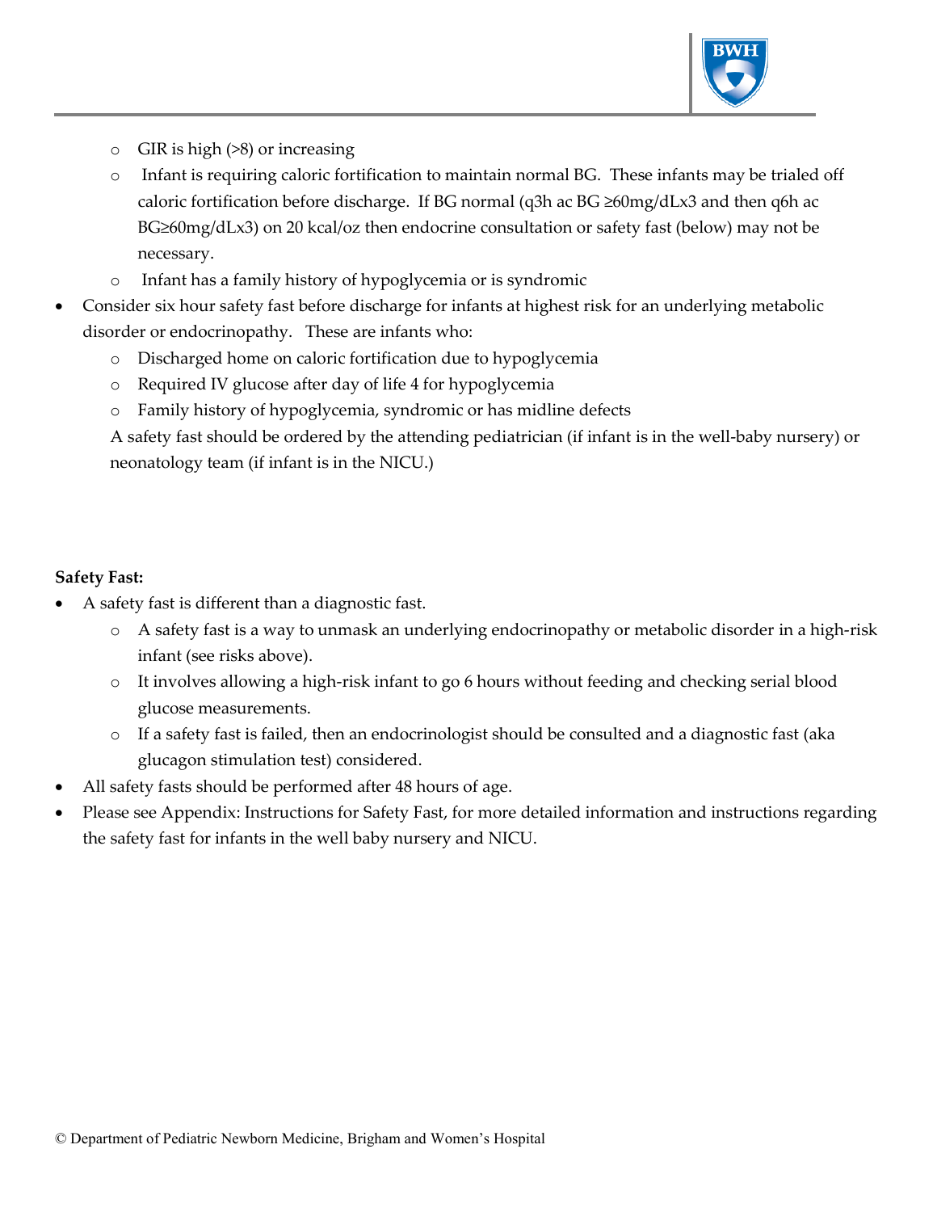- GIR is high (>8) or increasing
  - Infant is requiring caloric fortification to maintain normal BG. These infants may be trialed off caloric fortification before discharge. If BG normal (q3h ac BG ≥60mg/dLx3 and then q6h ac BG≥60mg/dLx3) on 20 kcal/oz then endocrine consultation or safety fast (below) may not be necessary.
  - Infant has a family history of hypoglycemia or is syndromic
- Consider six hour safety fast before discharge for infants at highest risk for an underlying metabolic disorder or endocrinopathy. These are infants who:
  - Discharged home on caloric fortification due to hypoglycemia
  - Required IV glucose after day of life 4 for hypoglycemia
  - Family history of hypoglycemia, syndromic or has midline defects

  A safety fast should be ordered by the attending pediatrician (if infant is in the well-baby nursery) or neonatology team (if infant is in the NICU.)

**Safety Fast:**

- A safety fast is different than a diagnostic fast.
  - A safety fast is a way to unmask an underlying endocrinopathy or metabolic disorder in a high-risk infant (see risks above).
  - It involves allowing a high-risk infant to go 6 hours without feeding and checking serial blood glucose measurements.
  - If a safety fast is failed, then an endocrinologist should be consulted and a diagnostic fast (aka glucagon stimulation test) considered.
- All safety fasts should be performed after 48 hours of age.
- Please see Appendix: Instructions for Safety Fast, for more detailed information and instructions regarding the safety fast for infants in the well baby nursery and NICU.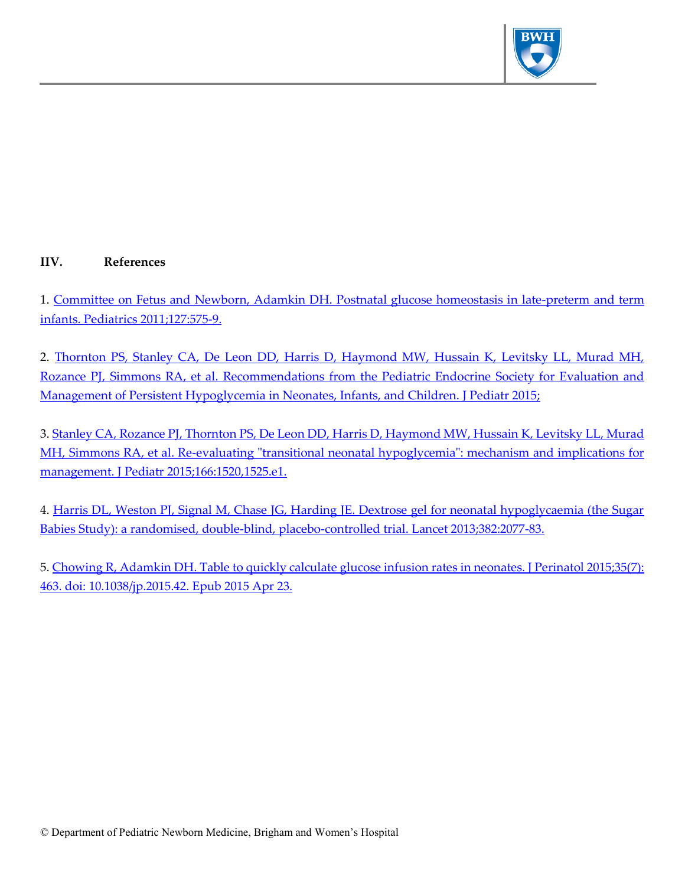## IIV. References

1. Committee on Fetus and Newborn, Adamkin DH. Postnatal glucose homeostasis in late-preterm and term infants. Pediatrics 2011;127:575-9.

2. Thornton PS, Stanley CA, De Leon DD, Harris D, Haymond MW, Hussain K, Levitsky LL, Murad MH, Rozance PJ, Simmons RA, et al. Recommendations from the Pediatric Endocrine Society for Evaluation and Management of Persistent Hypoglycemia in Neonates, Infants, and Children. J Pediatr 2015;

3. Stanley CA, Rozance PJ, Thornton PS, De Leon DD, Harris D, Haymond MW, Hussain K, Levitsky LL, Murad MH, Simmons RA, et al. Re-evaluating "transitional neonatal hypoglycemia": mechanism and implications for management. J Pediatr 2015;166:1520,1525.e1.

4. Harris DL, Weston PJ, Signal M, Chase JG, Harding JE. Dextrose gel for neonatal hypoglycaemia (the Sugar Babies Study): a randomised, double-blind, placebo-controlled trial. Lancet 2013;382:2077-83.

5. Chowing R, Adamkin DH. Table to quickly calculate glucose infusion rates in neonates. J Perinatol 2015;35(7): 463. doi: 10.1038/jp.2015.42. Epub 2015 Apr 23.

© Department of Pediatric Newborn Medicine, Brigham and Women's Hospital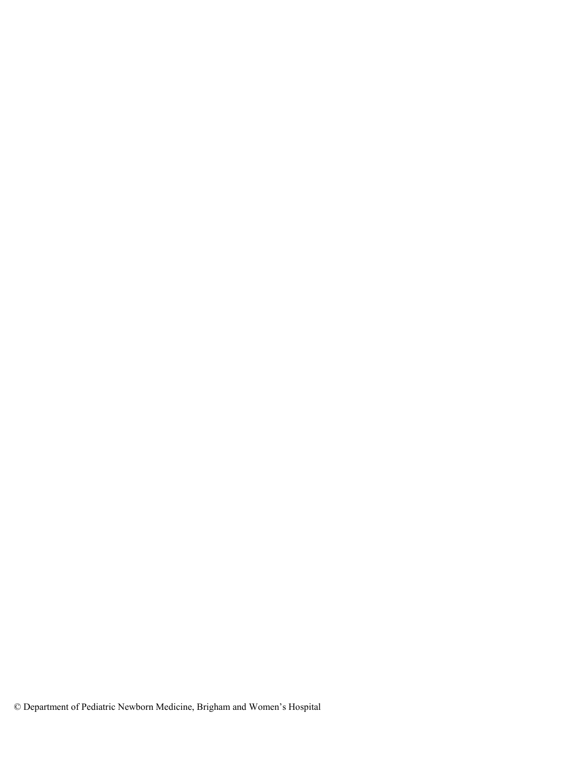© Department of Pediatric Newborn Medicine, Brigham and Women's Hospital